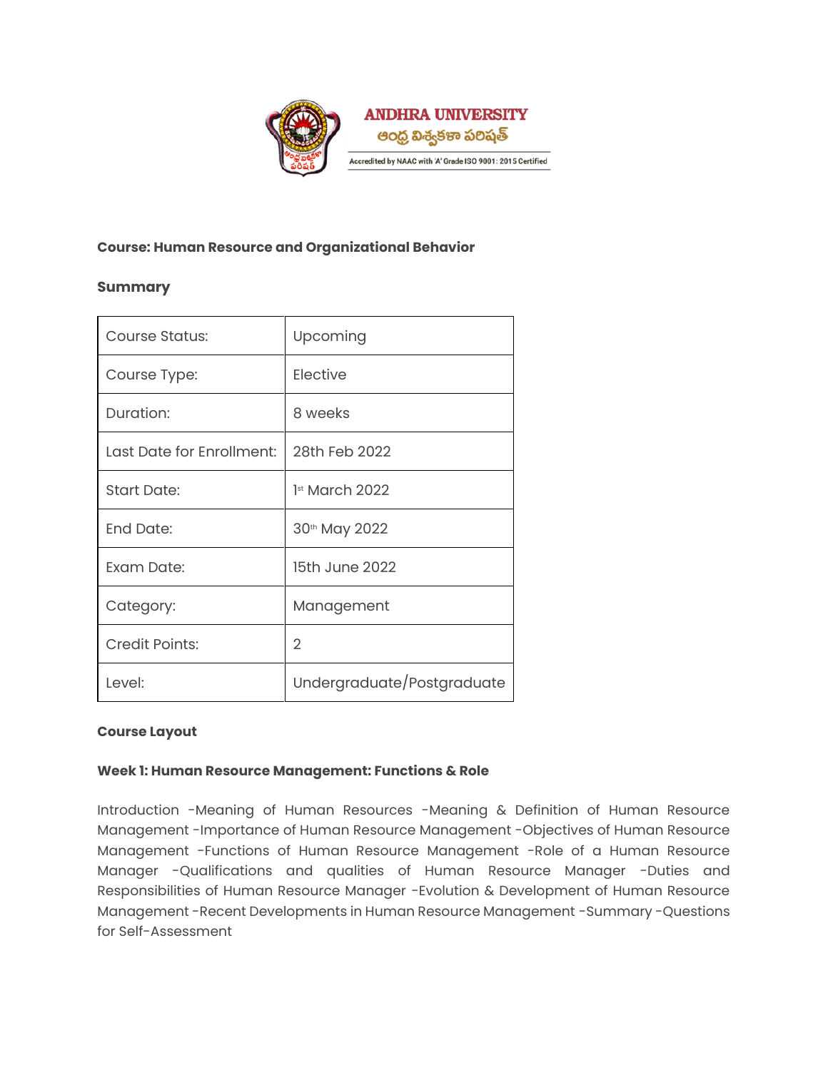**ANDHRA UNIVERSITY**

ఆంధ్ర విశ్వకళా పరిషత్

Accredited by NAAC with 'A' Grade ISO 9001: 2015 Certified

**Course: Human Resource and Organizational Behavior**

**Summary**

| Course Status: | Upcoming |
| --- | --- |
| Course Type: | Elective |
| Duration: | 8 weeks |
| Last Date for Enrollment: | 28th Feb 2022 |
| Start Date: | 1st March 2022 |
| End Date: | 30th May 2022 |
| Exam Date: | 15th June 2022 |
| Category: | Management |
| Credit Points: | 2 |
| Level: | Undergraduate/Postgraduate |

**Course Layout**

**Week 1: Human Resource Management: Functions & Role**

Introduction -Meaning of Human Resources -Meaning & Definition of Human Resource Management -Importance of Human Resource Management -Objectives of Human Resource Management -Functions of Human Resource Management -Role of a Human Resource Manager -Qualifications and qualities of Human Resource Manager -Duties and Responsibilities of Human Resource Manager -Evolution & Development of Human Resource Management -Recent Developments in Human Resource Management -Summary -Questions for Self-Assessment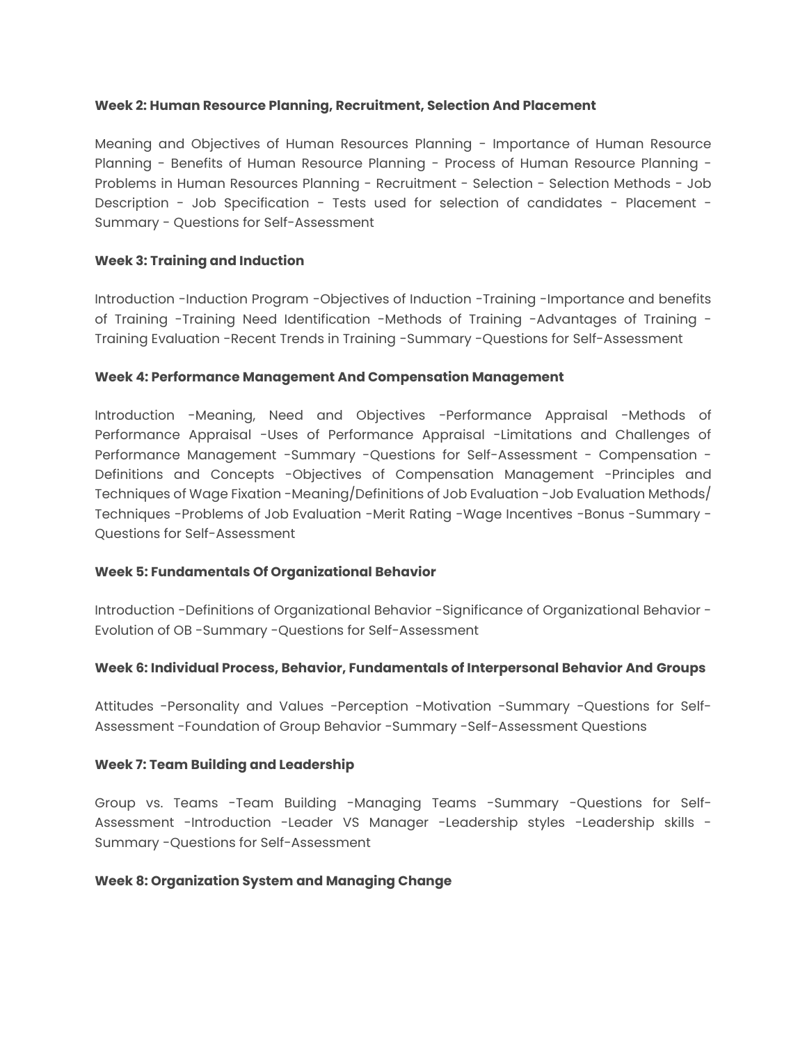**Week 2: Human Resource Planning, Recruitment, Selection And Placement**

Meaning and Objectives of Human Resources Planning - Importance of Human Resource Planning - Benefits of Human Resource Planning - Process of Human Resource Planning - Problems in Human Resources Planning - Recruitment - Selection - Selection Methods - Job Description - Job Specification - Tests used for selection of candidates - Placement - Summary - Questions for Self-Assessment

**Week 3: Training and Induction**

Introduction -Induction Program -Objectives of Induction -Training -Importance and benefits of Training -Training Need Identification -Methods of Training -Advantages of Training -Training Evaluation -Recent Trends in Training -Summary -Questions for Self-Assessment

**Week 4: Performance Management And Compensation Management**

Introduction -Meaning, Need and Objectives -Performance Appraisal -Methods of Performance Appraisal -Uses of Performance Appraisal -Limitations and Challenges of Performance Management -Summary -Questions for Self-Assessment - Compensation -Definitions and Concepts -Objectives of Compensation Management -Principles and Techniques of Wage Fixation -Meaning/Definitions of Job Evaluation -Job Evaluation Methods/ Techniques -Problems of Job Evaluation -Merit Rating -Wage Incentives -Bonus -Summary -Questions for Self-Assessment

**Week 5: Fundamentals Of Organizational Behavior**

Introduction -Definitions of Organizational Behavior -Significance of Organizational Behavior -Evolution of OB -Summary -Questions for Self-Assessment

**Week 6: Individual Process, Behavior, Fundamentals of Interpersonal Behavior And Groups**

Attitudes -Personality and Values -Perception -Motivation -Summary -Questions for Self-Assessment -Foundation of Group Behavior -Summary -Self-Assessment Questions

**Week 7: Team Building and Leadership**

Group vs. Teams -Team Building -Managing Teams -Summary -Questions for Self-Assessment -Introduction -Leader VS Manager -Leadership styles -Leadership skills -Summary -Questions for Self-Assessment

**Week 8: Organization System and Managing Change**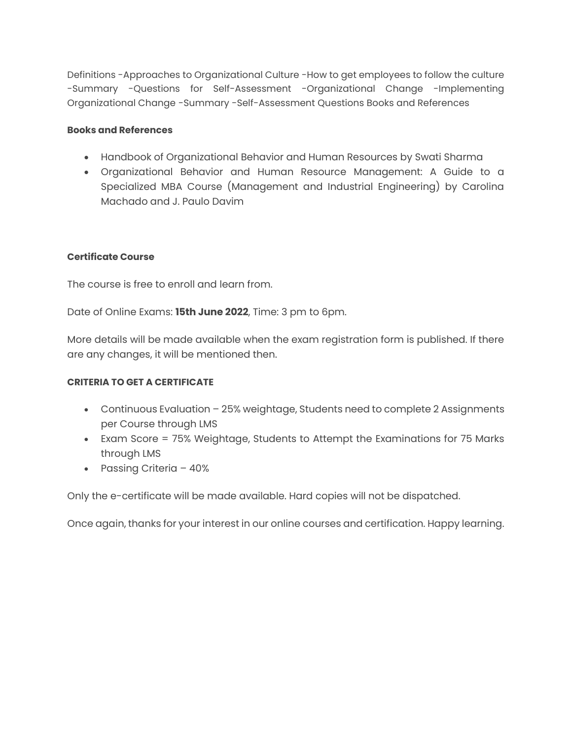Definitions -Approaches to Organizational Culture -How to get employees to follow the culture -Summary -Questions for Self-Assessment -Organizational Change -Implementing Organizational Change -Summary -Self-Assessment Questions Books and References

**Books and References**

- Handbook of Organizational Behavior and Human Resources by Swati Sharma
- Organizational Behavior and Human Resource Management: A Guide to a Specialized MBA Course (Management and Industrial Engineering) by Carolina Machado and J. Paulo Davim

**Certificate Course**

The course is free to enroll and learn from.

Date of Online Exams: **15th June 2022**, Time: 3 pm to 6pm.

More details will be made available when the exam registration form is published. If there are any changes, it will be mentioned then.

**CRITERIA TO GET A CERTIFICATE**

- Continuous Evaluation – 25% weightage, Students need to complete 2 Assignments per Course through LMS
- Exam Score = 75% Weightage, Students to Attempt the Examinations for 75 Marks through LMS
- Passing Criteria – 40%

Only the e-certificate will be made available. Hard copies will not be dispatched.

Once again, thanks for your interest in our online courses and certification. Happy learning.